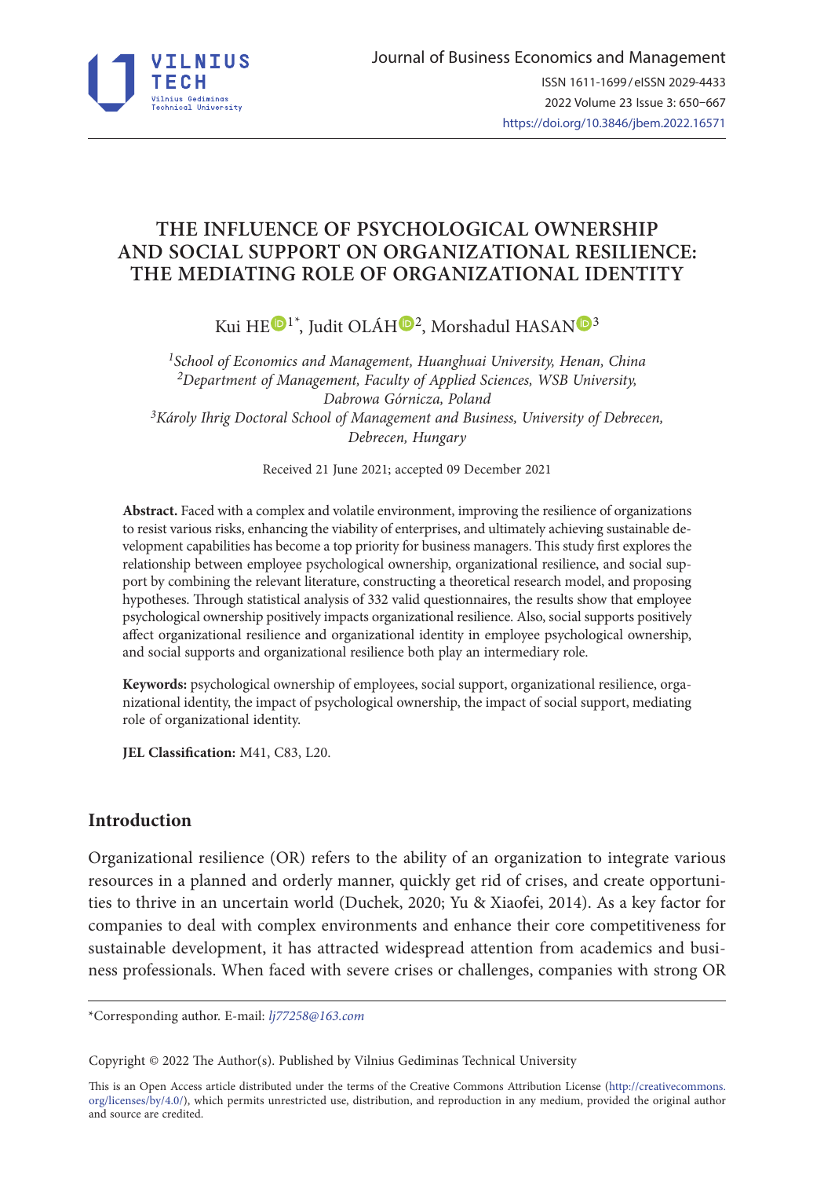# THE INFLUENCE OF PSYCHOLOGICAL OWNERSHIP AND SOCIAL SUPPORT ON ORGANIZATIONAL RESILIENCE: THE MEDIATING ROLE OF ORGANIZATIONAL IDENTITY

Kui HE[1*], Judit OLÁH[2], Morshadul HASAN[3]

*[1]School of Economics and Management, Huanghuai University, Henan, China*
*[2]Department of Management, Faculty of Applied Sciences, WSB University, Dabrowa Górnicza, Poland*
*[3]Károly Ihrig Doctoral School of Management and Business, University of Debrecen, Debrecen, Hungary*

Received 21 June 2021; accepted 09 December 2021

**Abstract.** Faced with a complex and volatile environment, improving the resilience of organizations to resist various risks, enhancing the viability of enterprises, and ultimately achieving sustainable development capabilities has become a top priority for business managers. This study first explores the relationship between employee psychological ownership, organizational resilience, and social support by combining the relevant literature, constructing a theoretical research model, and proposing hypotheses. Through statistical analysis of 332 valid questionnaires, the results show that employee psychological ownership positively impacts organizational resilience. Also, social supports positively affect organizational resilience and organizational identity in employee psychological ownership, and social supports and organizational resilience both play an intermediary role.

**Keywords:** psychological ownership of employees, social support, organizational resilience, organizational identity, the impact of psychological ownership, the impact of social support, mediating role of organizational identity.

**JEL Classification:** M41, C83, L20.

## Introduction

Organizational resilience (OR) refers to the ability of an organization to integrate various resources in a planned and orderly manner, quickly get rid of crises, and create opportunities to thrive in an uncertain world (Duchek, 2020; Yu & Xiaofei, 2014). As a key factor for companies to deal with complex environments and enhance their core competitiveness for sustainable development, it has attracted widespread attention from academics and business professionals. When faced with severe crises or challenges, companies with strong OR

---

*Corresponding author. E-mail: *lj77258@163.com*

Copyright © 2022 The Author(s). Published by Vilnius Gediminas Technical University

This is an Open Access article distributed under the terms of the Creative Commons Attribution License (http://creativecommons.org/licenses/by/4.0/), which permits unrestricted use, distribution, and reproduction in any medium, provided the original author and source are credited.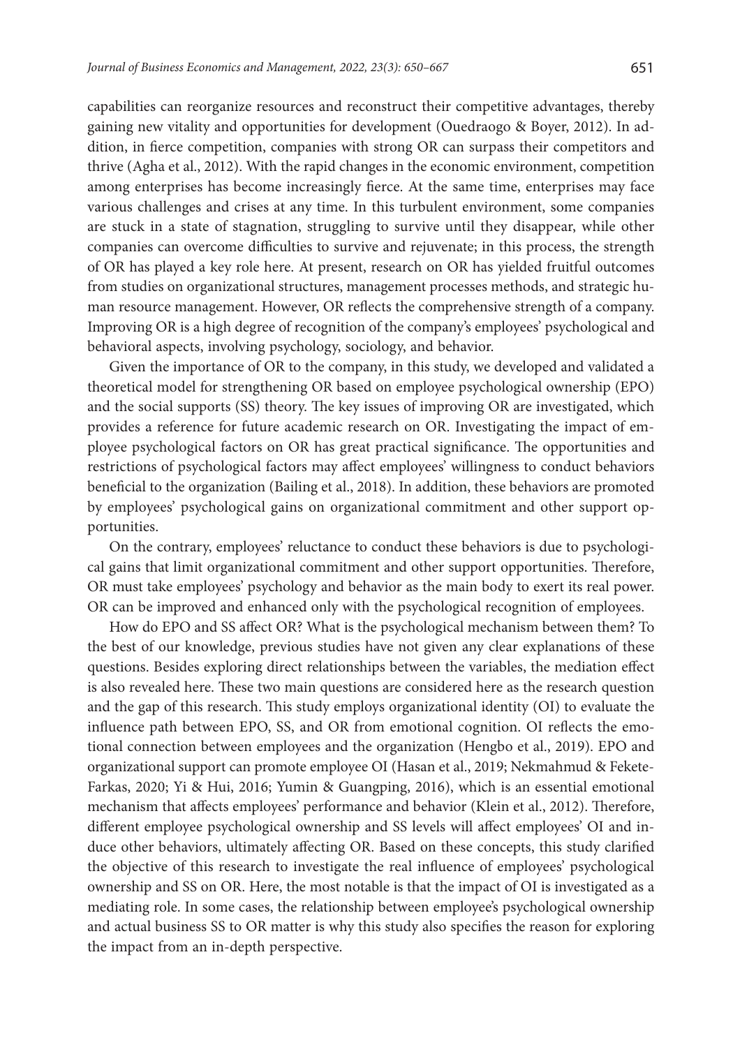capabilities can reorganize resources and reconstruct their competitive advantages, thereby gaining new vitality and opportunities for development (Ouedraogo & Boyer, 2012). In addition, in fierce competition, companies with strong OR can surpass their competitors and thrive (Agha et al., 2012). With the rapid changes in the economic environment, competition among enterprises has become increasingly fierce. At the same time, enterprises may face various challenges and crises at any time. In this turbulent environment, some companies are stuck in a state of stagnation, struggling to survive until they disappear, while other companies can overcome difficulties to survive and rejuvenate; in this process, the strength of OR has played a key role here. At present, research on OR has yielded fruitful outcomes from studies on organizational structures, management processes methods, and strategic human resource management. However, OR reflects the comprehensive strength of a company. Improving OR is a high degree of recognition of the company's employees' psychological and behavioral aspects, involving psychology, sociology, and behavior.

Given the importance of OR to the company, in this study, we developed and validated a theoretical model for strengthening OR based on employee psychological ownership (EPO) and the social supports (SS) theory. The key issues of improving OR are investigated, which provides a reference for future academic research on OR. Investigating the impact of employee psychological factors on OR has great practical significance. The opportunities and restrictions of psychological factors may affect employees' willingness to conduct behaviors beneficial to the organization (Bailing et al., 2018). In addition, these behaviors are promoted by employees' psychological gains on organizational commitment and other support opportunities.

On the contrary, employees' reluctance to conduct these behaviors is due to psychological gains that limit organizational commitment and other support opportunities. Therefore, OR must take employees' psychology and behavior as the main body to exert its real power. OR can be improved and enhanced only with the psychological recognition of employees.

How do EPO and SS affect OR? What is the psychological mechanism between them? To the best of our knowledge, previous studies have not given any clear explanations of these questions. Besides exploring direct relationships between the variables, the mediation effect is also revealed here. These two main questions are considered here as the research question and the gap of this research. This study employs organizational identity (OI) to evaluate the influence path between EPO, SS, and OR from emotional cognition. OI reflects the emotional connection between employees and the organization (Hengbo et al., 2019). EPO and organizational support can promote employee OI (Hasan et al., 2019; Nekmahmud & Fekete-Farkas, 2020; Yi & Hui, 2016; Yumin & Guangping, 2016), which is an essential emotional mechanism that affects employees' performance and behavior (Klein et al., 2012). Therefore, different employee psychological ownership and SS levels will affect employees' OI and induce other behaviors, ultimately affecting OR. Based on these concepts, this study clarified the objective of this research to investigate the real influence of employees' psychological ownership and SS on OR. Here, the most notable is that the impact of OI is investigated as a mediating role. In some cases, the relationship between employee's psychological ownership and actual business SS to OR matter is why this study also specifies the reason for exploring the impact from an in-depth perspective.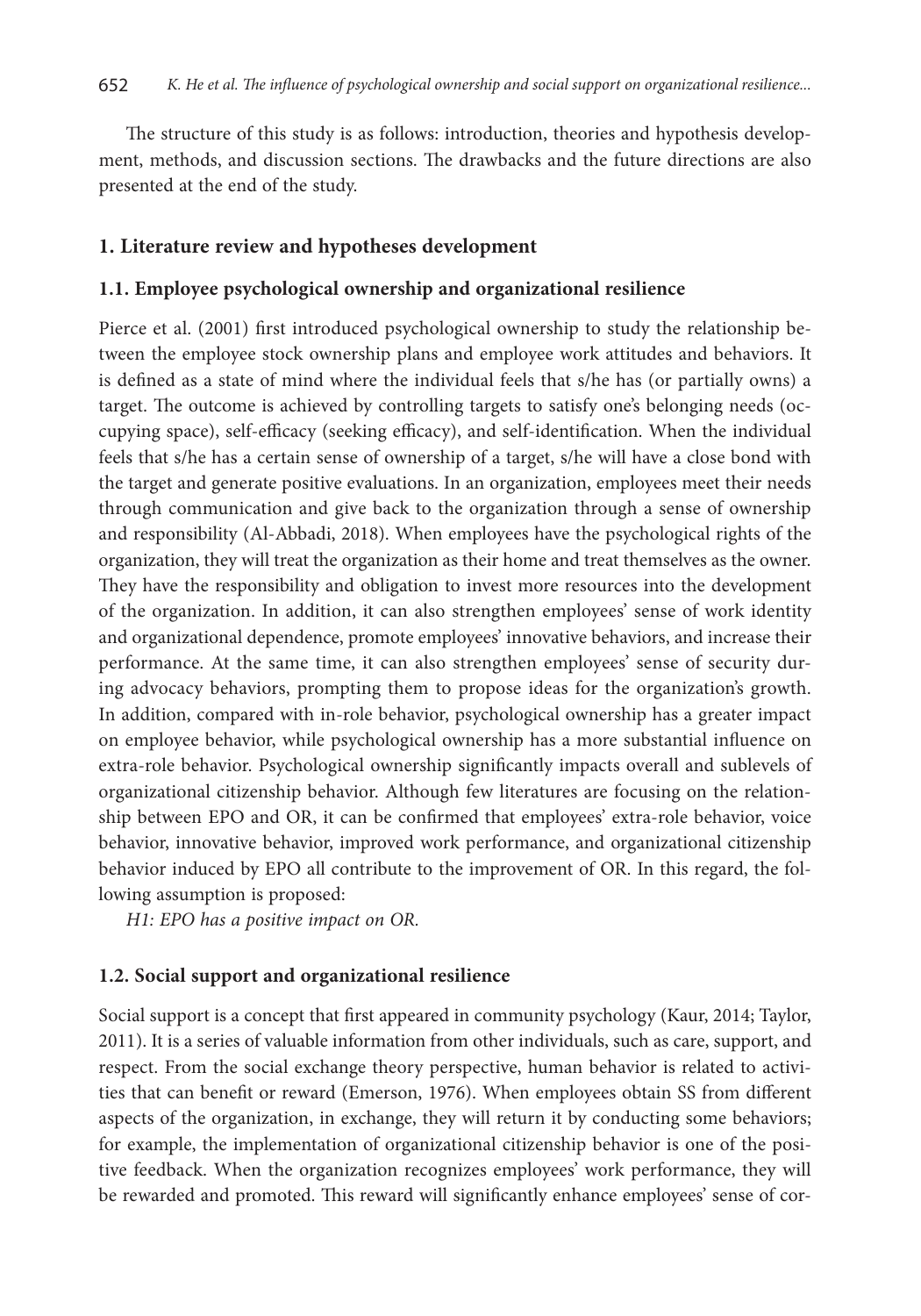The structure of this study is as follows: introduction, theories and hypothesis development, methods, and discussion sections. The drawbacks and the future directions are also presented at the end of the study.

## 1. Literature review and hypotheses development

### 1.1. Employee psychological ownership and organizational resilience

Pierce et al. (2001) first introduced psychological ownership to study the relationship between the employee stock ownership plans and employee work attitudes and behaviors. It is defined as a state of mind where the individual feels that s/he has (or partially owns) a target. The outcome is achieved by controlling targets to satisfy one's belonging needs (occupying space), self-efficacy (seeking efficacy), and self-identification. When the individual feels that s/he has a certain sense of ownership of a target, s/he will have a close bond with the target and generate positive evaluations. In an organization, employees meet their needs through communication and give back to the organization through a sense of ownership and responsibility (Al-Abbadi, 2018). When employees have the psychological rights of the organization, they will treat the organization as their home and treat themselves as the owner. They have the responsibility and obligation to invest more resources into the development of the organization. In addition, it can also strengthen employees' sense of work identity and organizational dependence, promote employees' innovative behaviors, and increase their performance. At the same time, it can also strengthen employees' sense of security during advocacy behaviors, prompting them to propose ideas for the organization's growth. In addition, compared with in-role behavior, psychological ownership has a greater impact on employee behavior, while psychological ownership has a more substantial influence on extra-role behavior. Psychological ownership significantly impacts overall and sublevels of organizational citizenship behavior. Although few literatures are focusing on the relationship between EPO and OR, it can be confirmed that employees' extra-role behavior, voice behavior, innovative behavior, improved work performance, and organizational citizenship behavior induced by EPO all contribute to the improvement of OR. In this regard, the following assumption is proposed:

*H1: EPO has a positive impact on OR.*

### 1.2. Social support and organizational resilience

Social support is a concept that first appeared in community psychology (Kaur, 2014; Taylor, 2011). It is a series of valuable information from other individuals, such as care, support, and respect. From the social exchange theory perspective, human behavior is related to activities that can benefit or reward (Emerson, 1976). When employees obtain SS from different aspects of the organization, in exchange, they will return it by conducting some behaviors; for example, the implementation of organizational citizenship behavior is one of the positive feedback. When the organization recognizes employees' work performance, they will be rewarded and promoted. This reward will significantly enhance employees' sense of cor-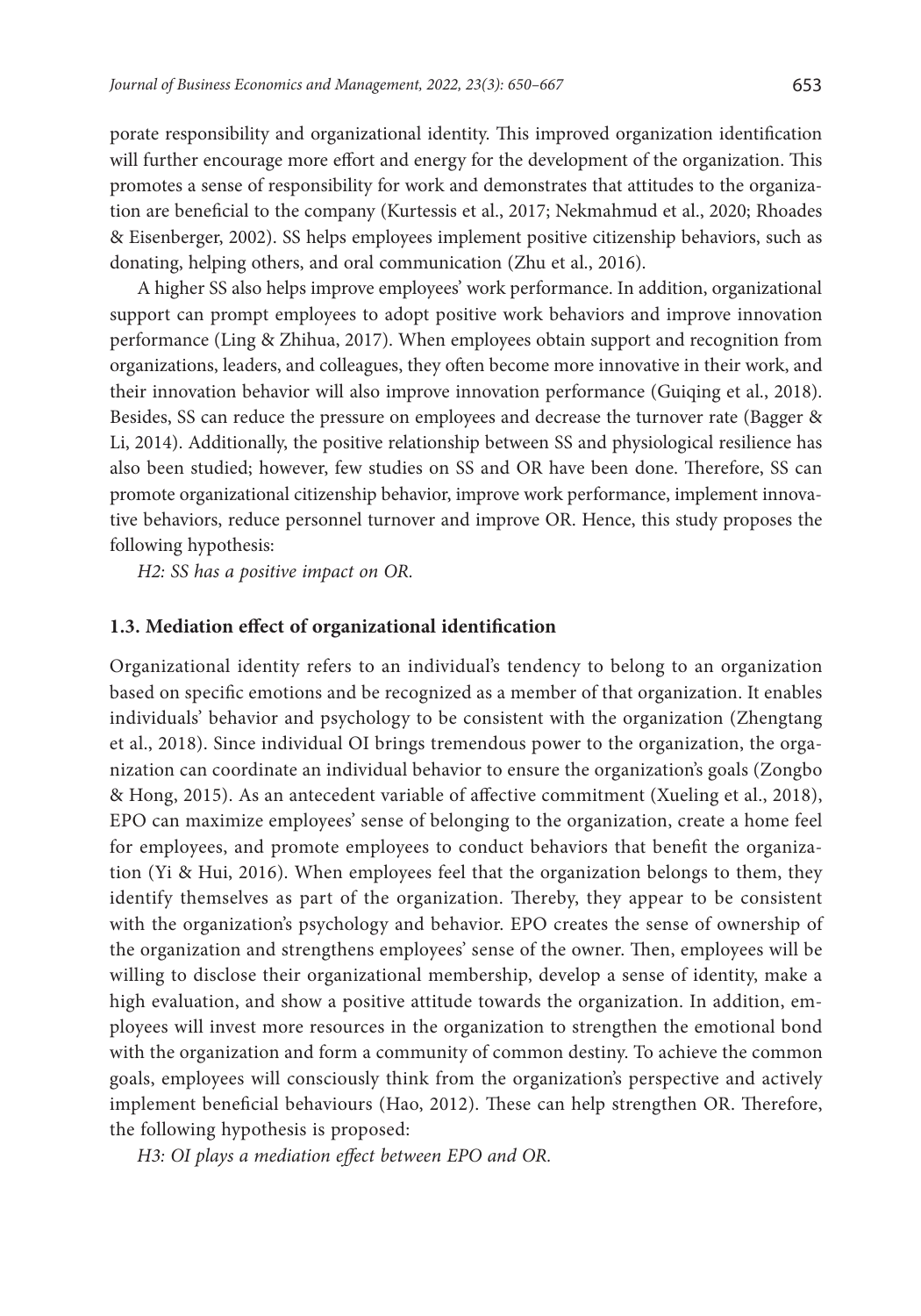porate responsibility and organizational identity. This improved organization identification will further encourage more effort and energy for the development of the organization. This promotes a sense of responsibility for work and demonstrates that attitudes to the organization are beneficial to the company (Kurtessis et al., 2017; Nekmahmud et al., 2020; Rhoades & Eisenberger, 2002). SS helps employees implement positive citizenship behaviors, such as donating, helping others, and oral communication (Zhu et al., 2016).

A higher SS also helps improve employees' work performance. In addition, organizational support can prompt employees to adopt positive work behaviors and improve innovation performance (Ling & Zhihua, 2017). When employees obtain support and recognition from organizations, leaders, and colleagues, they often become more innovative in their work, and their innovation behavior will also improve innovation performance (Guiqing et al., 2018). Besides, SS can reduce the pressure on employees and decrease the turnover rate (Bagger & Li, 2014). Additionally, the positive relationship between SS and physiological resilience has also been studied; however, few studies on SS and OR have been done. Therefore, SS can promote organizational citizenship behavior, improve work performance, implement innovative behaviors, reduce personnel turnover and improve OR. Hence, this study proposes the following hypothesis:

*H2: SS has a positive impact on OR.*

### 1.3. Mediation effect of organizational identification

Organizational identity refers to an individual's tendency to belong to an organization based on specific emotions and be recognized as a member of that organization. It enables individuals' behavior and psychology to be consistent with the organization (Zhengtang et al., 2018). Since individual OI brings tremendous power to the organization, the organization can coordinate an individual behavior to ensure the organization's goals (Zongbo & Hong, 2015). As an antecedent variable of affective commitment (Xueling et al., 2018), EPO can maximize employees' sense of belonging to the organization, create a home feel for employees, and promote employees to conduct behaviors that benefit the organization (Yi & Hui, 2016). When employees feel that the organization belongs to them, they identify themselves as part of the organization. Thereby, they appear to be consistent with the organization's psychology and behavior. EPO creates the sense of ownership of the organization and strengthens employees' sense of the owner. Then, employees will be willing to disclose their organizational membership, develop a sense of identity, make a high evaluation, and show a positive attitude towards the organization. In addition, employees will invest more resources in the organization to strengthen the emotional bond with the organization and form a community of common destiny. To achieve the common goals, employees will consciously think from the organization's perspective and actively implement beneficial behaviours (Hao, 2012). These can help strengthen OR. Therefore, the following hypothesis is proposed:

*H3: OI plays a mediation effect between EPO and OR.*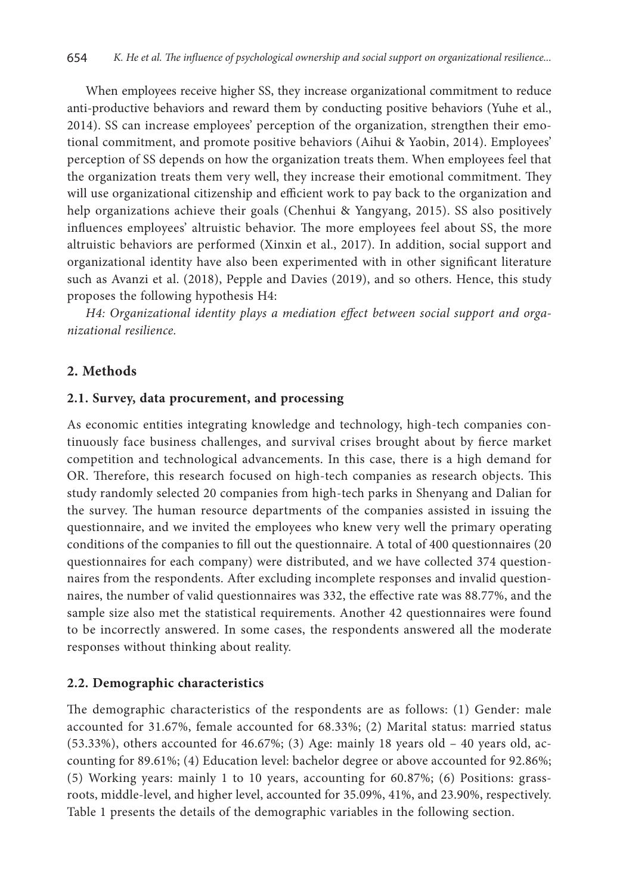When employees receive higher SS, they increase organizational commitment to reduce anti-productive behaviors and reward them by conducting positive behaviors (Yuhe et al., 2014). SS can increase employees' perception of the organization, strengthen their emotional commitment, and promote positive behaviors (Aihui & Yaobin, 2014). Employees' perception of SS depends on how the organization treats them. When employees feel that the organization treats them very well, they increase their emotional commitment. They will use organizational citizenship and efficient work to pay back to the organization and help organizations achieve their goals (Chenhui & Yangyang, 2015). SS also positively influences employees' altruistic behavior. The more employees feel about SS, the more altruistic behaviors are performed (Xinxin et al., 2017). In addition, social support and organizational identity have also been experimented with in other significant literature such as Avanzi et al. (2018), Pepple and Davies (2019), and so others. Hence, this study proposes the following hypothesis H4:

*H4: Organizational identity plays a mediation effect between social support and organizational resilience.*

## 2. Methods

### 2.1. Survey, data procurement, and processing

As economic entities integrating knowledge and technology, high-tech companies continuously face business challenges, and survival crises brought about by fierce market competition and technological advancements. In this case, there is a high demand for OR. Therefore, this research focused on high-tech companies as research objects. This study randomly selected 20 companies from high-tech parks in Shenyang and Dalian for the survey. The human resource departments of the companies assisted in issuing the questionnaire, and we invited the employees who knew very well the primary operating conditions of the companies to fill out the questionnaire. A total of 400 questionnaires (20 questionnaires for each company) were distributed, and we have collected 374 questionnaires from the respondents. After excluding incomplete responses and invalid questionnaires, the number of valid questionnaires was 332, the effective rate was 88.77%, and the sample size also met the statistical requirements. Another 42 questionnaires were found to be incorrectly answered. In some cases, the respondents answered all the moderate responses without thinking about reality.

### 2.2. Demographic characteristics

The demographic characteristics of the respondents are as follows: (1) Gender: male accounted for 31.67%, female accounted for 68.33%; (2) Marital status: married status (53.33%), others accounted for 46.67%; (3) Age: mainly 18 years old – 40 years old, accounting for 89.61%; (4) Education level: bachelor degree or above accounted for 92.86%; (5) Working years: mainly 1 to 10 years, accounting for 60.87%; (6) Positions: grassroots, middle-level, and higher level, accounted for 35.09%, 41%, and 23.90%, respectively. Table 1 presents the details of the demographic variables in the following section.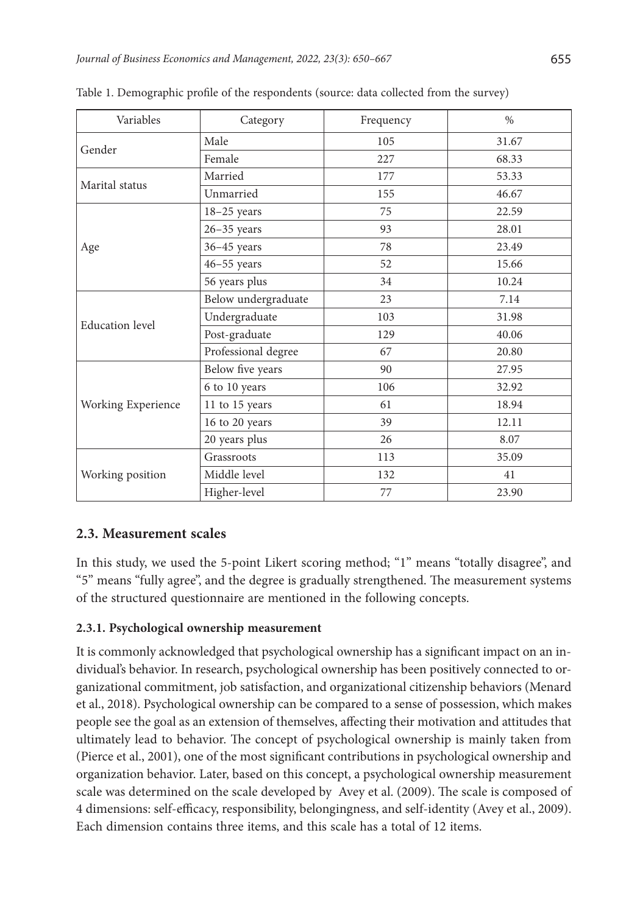Table 1. Demographic profile of the respondents (source: data collected from the survey)

| Variables | Category | Frequency | % |
|---|---|---|---|
| Gender | Male | 105 | 31.67 |
| | Female | 227 | 68.33 |
| Marital status | Married | 177 | 53.33 |
| | Unmarried | 155 | 46.67 |
| Age | 18–25 years | 75 | 22.59 |
| | 26–35 years | 93 | 28.01 |
| | 36–45 years | 78 | 23.49 |
| | 46–55 years | 52 | 15.66 |
| | 56 years plus | 34 | 10.24 |
| Education level | Below undergraduate | 23 | 7.14 |
| | Undergraduate | 103 | 31.98 |
| | Post-graduate | 129 | 40.06 |
| | Professional degree | 67 | 20.80 |
| Working Experience | Below five years | 90 | 27.95 |
| | 6 to 10 years | 106 | 32.92 |
| | 11 to 15 years | 61 | 18.94 |
| | 16 to 20 years | 39 | 12.11 |
| | 20 years plus | 26 | 8.07 |
| Working position | Grassroots | 113 | 35.09 |
| | Middle level | 132 | 41 |
| | Higher-level | 77 | 23.90 |

## 2.3. Measurement scales

In this study, we used the 5-point Likert scoring method; "1" means "totally disagree", and "5" means "fully agree", and the degree is gradually strengthened. The measurement systems of the structured questionnaire are mentioned in the following concepts.

### 2.3.1. Psychological ownership measurement

It is commonly acknowledged that psychological ownership has a significant impact on an individual's behavior. In research, psychological ownership has been positively connected to organizational commitment, job satisfaction, and organizational citizenship behaviors (Menard et al., 2018). Psychological ownership can be compared to a sense of possession, which makes people see the goal as an extension of themselves, affecting their motivation and attitudes that ultimately lead to behavior. The concept of psychological ownership is mainly taken from (Pierce et al., 2001), one of the most significant contributions in psychological ownership and organization behavior. Later, based on this concept, a psychological ownership measurement scale was determined on the scale developed by Avey et al. (2009). The scale is composed of 4 dimensions: self-efficacy, responsibility, belongingness, and self-identity (Avey et al., 2009). Each dimension contains three items, and this scale has a total of 12 items.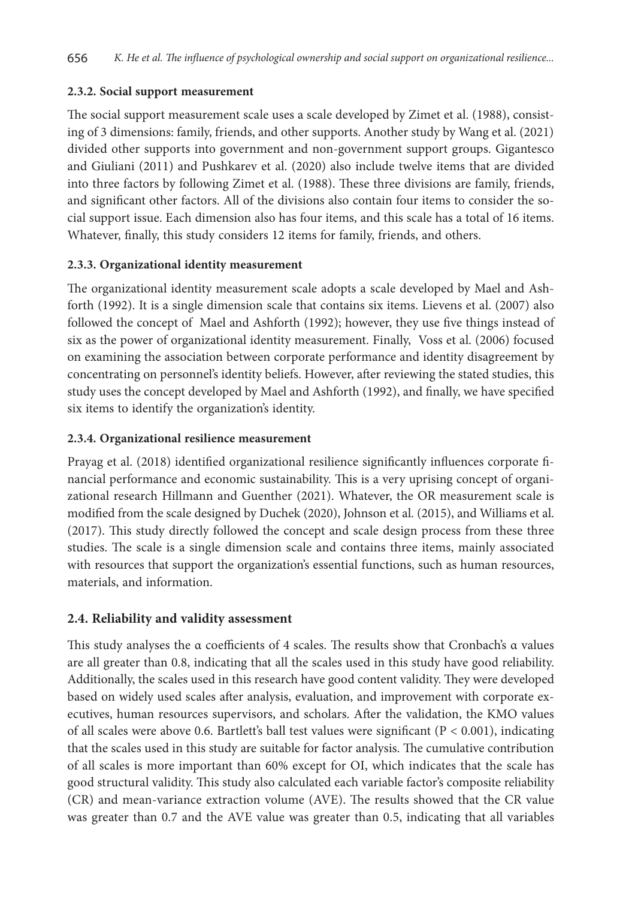### 2.3.2. Social support measurement

The social support measurement scale uses a scale developed by Zimet et al. (1988), consisting of 3 dimensions: family, friends, and other supports. Another study by Wang et al. (2021) divided other supports into government and non-government support groups. Gigantesco and Giuliani (2011) and Pushkarev et al. (2020) also include twelve items that are divided into three factors by following Zimet et al. (1988). These three divisions are family, friends, and significant other factors. All of the divisions also contain four items to consider the social support issue. Each dimension also has four items, and this scale has a total of 16 items. Whatever, finally, this study considers 12 items for family, friends, and others.

### 2.3.3. Organizational identity measurement

The organizational identity measurement scale adopts a scale developed by Mael and Ashforth (1992). It is a single dimension scale that contains six items. Lievens et al. (2007) also followed the concept of Mael and Ashforth (1992); however, they use five things instead of six as the power of organizational identity measurement. Finally, Voss et al. (2006) focused on examining the association between corporate performance and identity disagreement by concentrating on personnel's identity beliefs. However, after reviewing the stated studies, this study uses the concept developed by Mael and Ashforth (1992), and finally, we have specified six items to identify the organization's identity.

### 2.3.4. Organizational resilience measurement

Prayag et al. (2018) identified organizational resilience significantly influences corporate financial performance and economic sustainability. This is a very uprising concept of organizational research Hillmann and Guenther (2021). Whatever, the OR measurement scale is modified from the scale designed by Duchek (2020), Johnson et al. (2015), and Williams et al. (2017). This study directly followed the concept and scale design process from these three studies. The scale is a single dimension scale and contains three items, mainly associated with resources that support the organization's essential functions, such as human resources, materials, and information.

## 2.4. Reliability and validity assessment

This study analyses the α coefficients of 4 scales. The results show that Cronbach's α values are all greater than 0.8, indicating that all the scales used in this study have good reliability. Additionally, the scales used in this research have good content validity. They were developed based on widely used scales after analysis, evaluation, and improvement with corporate executives, human resources supervisors, and scholars. After the validation, the KMO values of all scales were above 0.6. Bartlett's ball test values were significant ($P < 0.001$), indicating that the scales used in this study are suitable for factor analysis. The cumulative contribution of all scales is more important than 60% except for OI, which indicates that the scale has good structural validity. This study also calculated each variable factor's composite reliability (CR) and mean-variance extraction volume (AVE). The results showed that the CR value was greater than 0.7 and the AVE value was greater than 0.5, indicating that all variables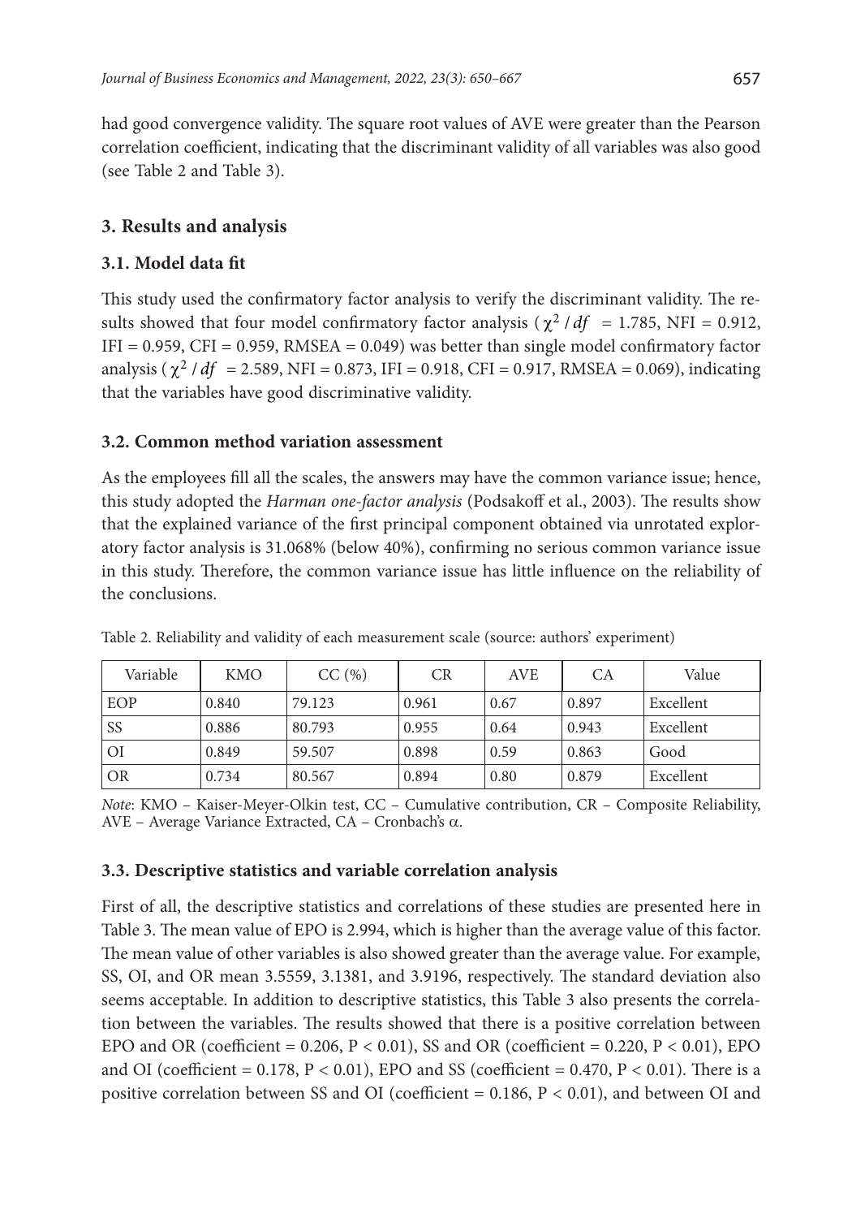had good convergence validity. The square root values of AVE were greater than the Pearson correlation coefficient, indicating that the discriminant validity of all variables was also good (see Table 2 and Table 3).

## 3. Results and analysis

### 3.1. Model data fit

This study used the confirmatory factor analysis to verify the discriminant validity. The results showed that four model confirmatory factor analysis ($\chi^2 / df$ = 1.785, NFI = 0.912, IFI = 0.959, CFI = 0.959, RMSEA = 0.049) was better than single model confirmatory factor analysis ($\chi^2 / df$ = 2.589, NFI = 0.873, IFI = 0.918, CFI = 0.917, RMSEA = 0.069), indicating that the variables have good discriminative validity.

### 3.2. Common method variation assessment

As the employees fill all the scales, the answers may have the common variance issue; hence, this study adopted the *Harman one-factor analysis* (Podsakoff et al., 2003). The results show that the explained variance of the first principal component obtained via unrotated exploratory factor analysis is 31.068% (below 40%), confirming no serious common variance issue in this study. Therefore, the common variance issue has little influence on the reliability of the conclusions.

Table 2. Reliability and validity of each measurement scale (source: authors' experiment)

| Variable | KMO | CC (%) | CR | AVE | CA | Value |
|---|---|---|---|---|---|---|
| EOP | 0.840 | 79.123 | 0.961 | 0.67 | 0.897 | Excellent |
| SS | 0.886 | 80.793 | 0.955 | 0.64 | 0.943 | Excellent |
| OI | 0.849 | 59.507 | 0.898 | 0.59 | 0.863 | Good |
| OR | 0.734 | 80.567 | 0.894 | 0.80 | 0.879 | Excellent |

*Note*: KMO – Kaiser-Meyer-Olkin test, CC – Cumulative contribution, CR – Composite Reliability, AVE – Average Variance Extracted, CA – Cronbach's $\alpha$.

### 3.3. Descriptive statistics and variable correlation analysis

First of all, the descriptive statistics and correlations of these studies are presented here in Table 3. The mean value of EPO is 2.994, which is higher than the average value of this factor. The mean value of other variables is also showed greater than the average value. For example, SS, OI, and OR mean 3.5559, 3.1381, and 3.9196, respectively. The standard deviation also seems acceptable. In addition to descriptive statistics, this Table 3 also presents the correlation between the variables. The results showed that there is a positive correlation between EPO and OR (coefficient = 0.206, $P < 0.01$), SS and OR (coefficient = 0.220, $P < 0.01$), EPO and OI (coefficient = 0.178, $P < 0.01$), EPO and SS (coefficient = 0.470, $P < 0.01$). There is a positive correlation between SS and OI (coefficient = 0.186, $P < 0.01$), and between OI and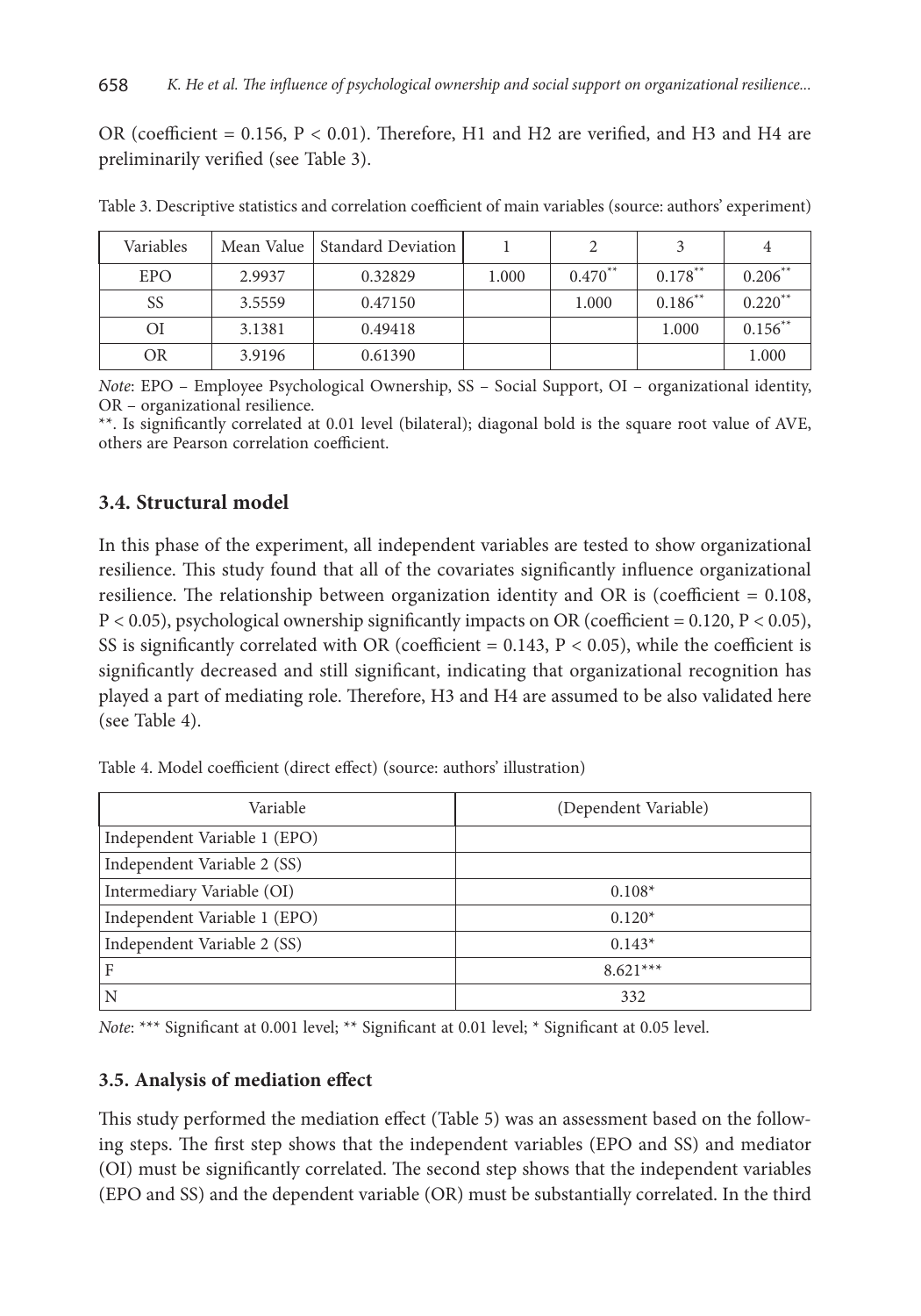OR (coefficient = 0.156, $P < 0.01$). Therefore, H1 and H2 are verified, and H3 and H4 are preliminarily verified (see Table 3).

Table 3. Descriptive statistics and correlation coefficient of main variables (source: authors' experiment)

| Variables | Mean Value | Standard Deviation | 1 | 2 | 3 | 4 |
|---|---|---|---|---|---|---|
| EPO | 2.9937 | 0.32829 | 1.000 | 0.470** | 0.178** | 0.206** |
| SS | 3.5559 | 0.47150 | | 1.000 | 0.186** | 0.220** |
| OI | 3.1381 | 0.49418 | | | 1.000 | 0.156** |
| OR | 3.9196 | 0.61390 | | | | 1.000 |

*Note*: EPO – Employee Psychological Ownership, SS – Social Support, OI – organizational identity, OR – organizational resilience.

**. Is significantly correlated at 0.01 level (bilateral); diagonal bold is the square root value of AVE, others are Pearson correlation coefficient.

### 3.4. Structural model

In this phase of the experiment, all independent variables are tested to show organizational resilience. This study found that all of the covariates significantly influence organizational resilience. The relationship between organization identity and OR is (coefficient = 0.108, $P < 0.05$), psychological ownership significantly impacts on OR (coefficient = 0.120, $P < 0.05$), SS is significantly correlated with OR (coefficient = 0.143, $P < 0.05$), while the coefficient is significantly decreased and still significant, indicating that organizational recognition has played a part of mediating role. Therefore, H3 and H4 are assumed to be also validated here (see Table 4).

Table 4. Model coefficient (direct effect) (source: authors' illustration)

| Variable | (Dependent Variable) |
|---|---|
| Independent Variable 1 (EPO) | |
| Independent Variable 2 (SS) | |
| Intermediary Variable (OI) | 0.108* |
| Independent Variable 1 (EPO) | 0.120* |
| Independent Variable 2 (SS) | 0.143* |
| F | 8.621*** |
| N | 332 |

*Note*: *** Significant at 0.001 level; ** Significant at 0.01 level; * Significant at 0.05 level.

### 3.5. Analysis of mediation effect

This study performed the mediation effect (Table 5) was an assessment based on the following steps. The first step shows that the independent variables (EPO and SS) and mediator (OI) must be significantly correlated. The second step shows that the independent variables (EPO and SS) and the dependent variable (OR) must be substantially correlated. In the third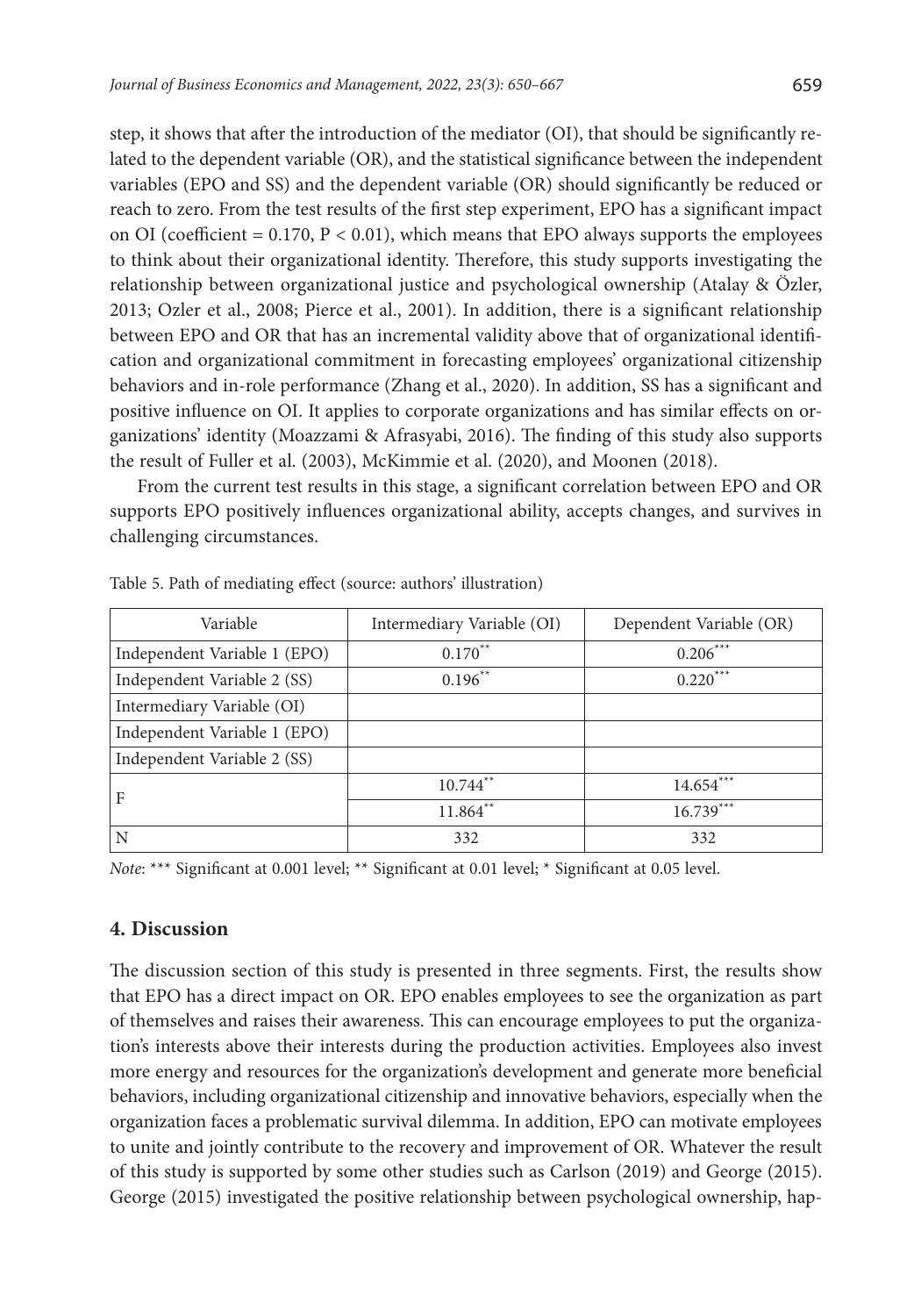step, it shows that after the introduction of the mediator (OI), that should be significantly related to the dependent variable (OR), and the statistical significance between the independent variables (EPO and SS) and the dependent variable (OR) should significantly be reduced or reach to zero. From the test results of the first step experiment, EPO has a significant impact on OI (coefficient = 0.170, $P < 0.01$), which means that EPO always supports the employees to think about their organizational identity. Therefore, this study supports investigating the relationship between organizational justice and psychological ownership (Atalay & Özler, 2013; Ozler et al., 2008; Pierce et al., 2001). In addition, there is a significant relationship between EPO and OR that has an incremental validity above that of organizational identification and organizational commitment in forecasting employees' organizational citizenship behaviors and in-role performance (Zhang et al., 2020). In addition, SS has a significant and positive influence on OI. It applies to corporate organizations and has similar effects on organizations' identity (Moazzami & Afrasyabi, 2016). The finding of this study also supports the result of Fuller et al. (2003), McKimmie et al. (2020), and Moonen (2018).

From the current test results in this stage, a significant correlation between EPO and OR supports EPO positively influences organizational ability, accepts changes, and survives in challenging circumstances.

Table 5. Path of mediating effect (source: authors' illustration)

| Variable | Intermediary Variable (OI) | Dependent Variable (OR) |
|---|---|---|
| Independent Variable 1 (EPO) | 0.170** | 0.206*** |
| Independent Variable 2 (SS) | 0.196** | 0.220*** |
| Intermediary Variable (OI) | | |
| Independent Variable 1 (EPO) | | |
| Independent Variable 2 (SS) | | |
| F | 10.744** | 14.654*** |
| | 11.864** | 16.739*** |
| N | 332 | 332 |

*Note*: *** Significant at 0.001 level; ** Significant at 0.01 level; * Significant at 0.05 level.

## 4. Discussion

The discussion section of this study is presented in three segments. First, the results show that EPO has a direct impact on OR. EPO enables employees to see the organization as part of themselves and raises their awareness. This can encourage employees to put the organization's interests above their interests during the production activities. Employees also invest more energy and resources for the organization's development and generate more beneficial behaviors, including organizational citizenship and innovative behaviors, especially when the organization faces a problematic survival dilemma. In addition, EPO can motivate employees to unite and jointly contribute to the recovery and improvement of OR. Whatever the result of this study is supported by some other studies such as Carlson (2019) and George (2015). George (2015) investigated the positive relationship between psychological ownership, hap-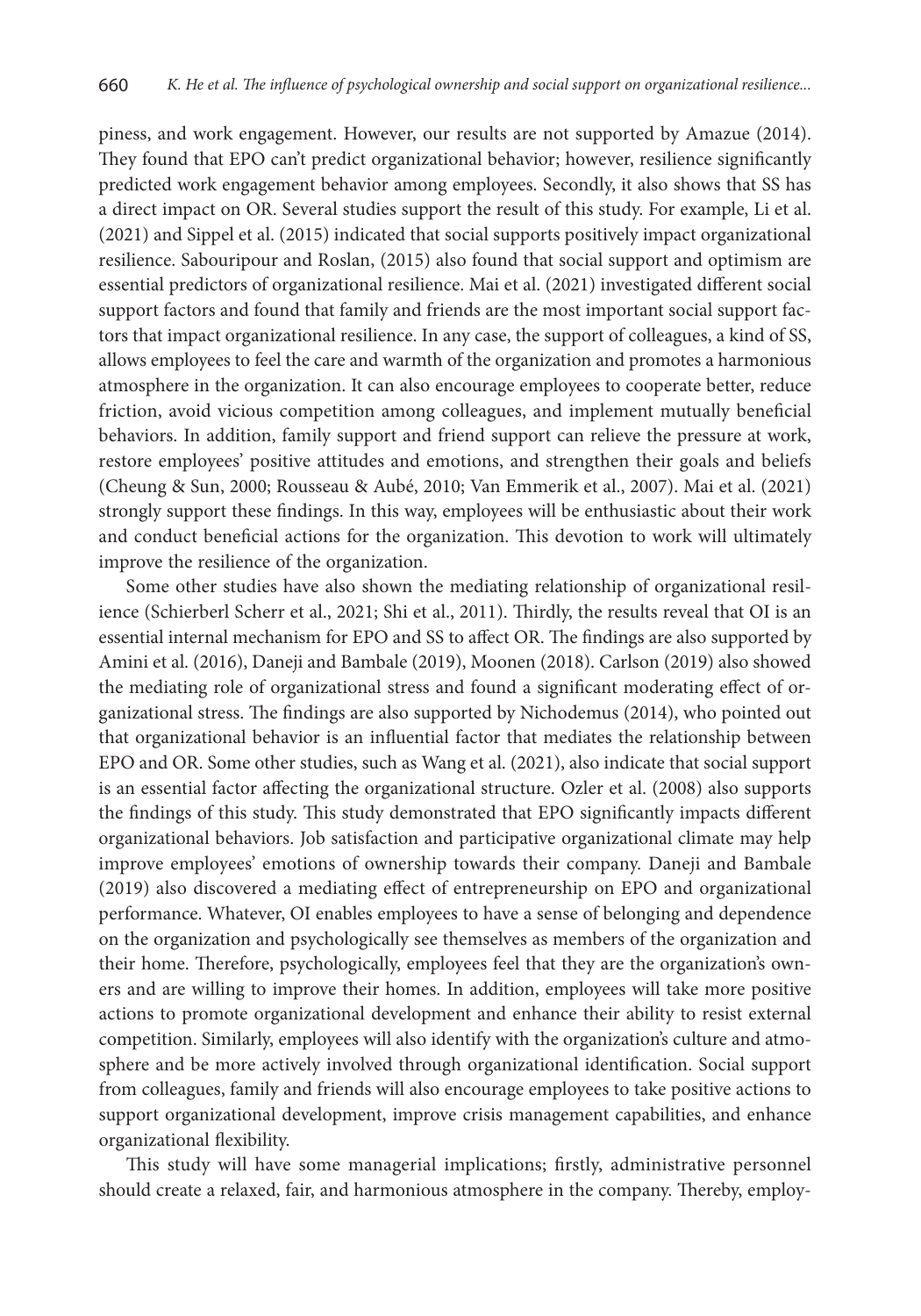piness, and work engagement. However, our results are not supported by Amazue (2014). They found that EPO can't predict organizational behavior; however, resilience significantly predicted work engagement behavior among employees. Secondly, it also shows that SS has a direct impact on OR. Several studies support the result of this study. For example, Li et al. (2021) and Sippel et al. (2015) indicated that social supports positively impact organizational resilience. Sabouripour and Roslan, (2015) also found that social support and optimism are essential predictors of organizational resilience. Mai et al. (2021) investigated different social support factors and found that family and friends are the most important social support factors that impact organizational resilience. In any case, the support of colleagues, a kind of SS, allows employees to feel the care and warmth of the organization and promotes a harmonious atmosphere in the organization. It can also encourage employees to cooperate better, reduce friction, avoid vicious competition among colleagues, and implement mutually beneficial behaviors. In addition, family support and friend support can relieve the pressure at work, restore employees' positive attitudes and emotions, and strengthen their goals and beliefs (Cheung & Sun, 2000; Rousseau & Aubé, 2010; Van Emmerik et al., 2007). Mai et al. (2021) strongly support these findings. In this way, employees will be enthusiastic about their work and conduct beneficial actions for the organization. This devotion to work will ultimately improve the resilience of the organization.

Some other studies have also shown the mediating relationship of organizational resilience (Schierberl Scherr et al., 2021; Shi et al., 2011). Thirdly, the results reveal that OI is an essential internal mechanism for EPO and SS to affect OR. The findings are also supported by Amini et al. (2016), Daneji and Bambale (2019), Moonen (2018). Carlson (2019) also showed the mediating role of organizational stress and found a significant moderating effect of organizational stress. The findings are also supported by Nichodemus (2014), who pointed out that organizational behavior is an influential factor that mediates the relationship between EPO and OR. Some other studies, such as Wang et al. (2021), also indicate that social support is an essential factor affecting the organizational structure. Ozler et al. (2008) also supports the findings of this study. This study demonstrated that EPO significantly impacts different organizational behaviors. Job satisfaction and participative organizational climate may help improve employees' emotions of ownership towards their company. Daneji and Bambale (2019) also discovered a mediating effect of entrepreneurship on EPO and organizational performance. Whatever, OI enables employees to have a sense of belonging and dependence on the organization and psychologically see themselves as members of the organization and their home. Therefore, psychologically, employees feel that they are the organization's owners and are willing to improve their homes. In addition, employees will take more positive actions to promote organizational development and enhance their ability to resist external competition. Similarly, employees will also identify with the organization's culture and atmosphere and be more actively involved through organizational identification. Social support from colleagues, family and friends will also encourage employees to take positive actions to support organizational development, improve crisis management capabilities, and enhance organizational flexibility.

This study will have some managerial implications; firstly, administrative personnel should create a relaxed, fair, and harmonious atmosphere in the company. Thereby, employ-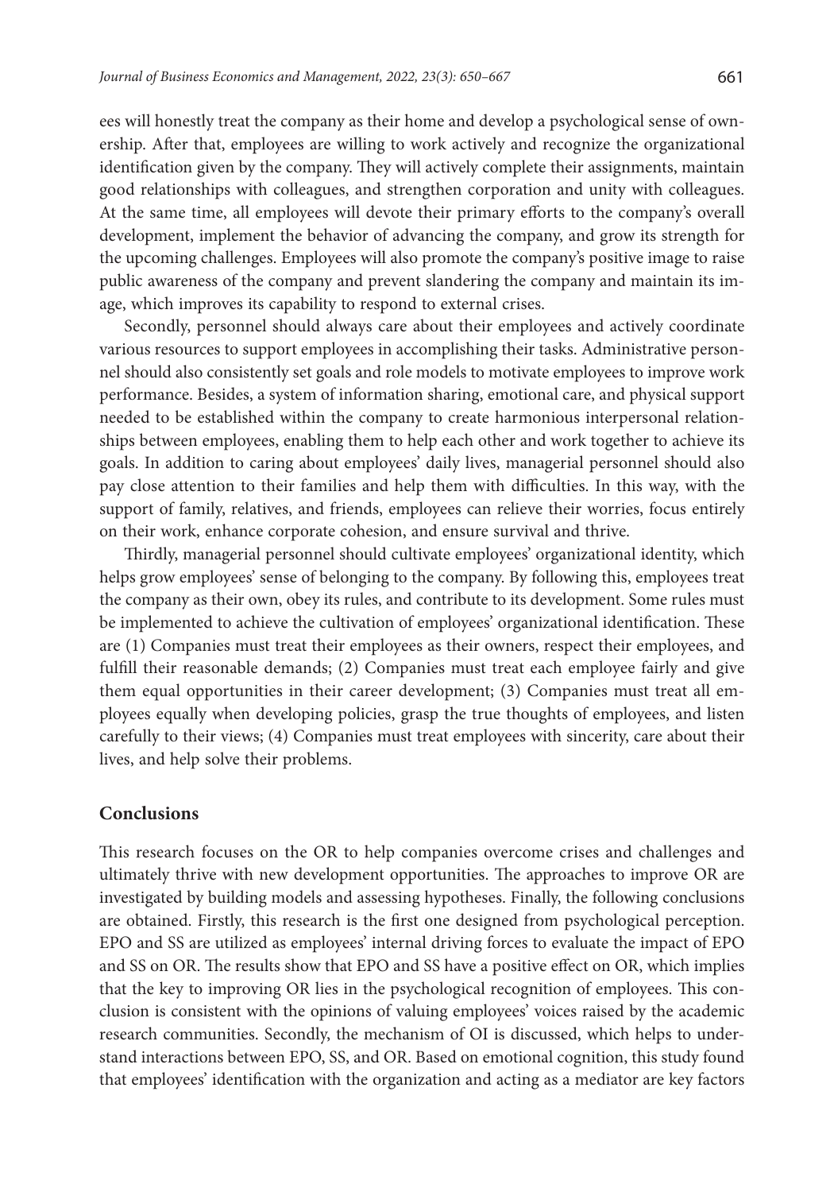ees will honestly treat the company as their home and develop a psychological sense of ownership. After that, employees are willing to work actively and recognize the organizational identification given by the company. They will actively complete their assignments, maintain good relationships with colleagues, and strengthen corporation and unity with colleagues. At the same time, all employees will devote their primary efforts to the company's overall development, implement the behavior of advancing the company, and grow its strength for the upcoming challenges. Employees will also promote the company's positive image to raise public awareness of the company and prevent slandering the company and maintain its image, which improves its capability to respond to external crises.

Secondly, personnel should always care about their employees and actively coordinate various resources to support employees in accomplishing their tasks. Administrative personnel should also consistently set goals and role models to motivate employees to improve work performance. Besides, a system of information sharing, emotional care, and physical support needed to be established within the company to create harmonious interpersonal relationships between employees, enabling them to help each other and work together to achieve its goals. In addition to caring about employees' daily lives, managerial personnel should also pay close attention to their families and help them with difficulties. In this way, with the support of family, relatives, and friends, employees can relieve their worries, focus entirely on their work, enhance corporate cohesion, and ensure survival and thrive.

Thirdly, managerial personnel should cultivate employees' organizational identity, which helps grow employees' sense of belonging to the company. By following this, employees treat the company as their own, obey its rules, and contribute to its development. Some rules must be implemented to achieve the cultivation of employees' organizational identification. These are (1) Companies must treat their employees as their owners, respect their employees, and fulfill their reasonable demands; (2) Companies must treat each employee fairly and give them equal opportunities in their career development; (3) Companies must treat all employees equally when developing policies, grasp the true thoughts of employees, and listen carefully to their views; (4) Companies must treat employees with sincerity, care about their lives, and help solve their problems.

## Conclusions

This research focuses on the OR to help companies overcome crises and challenges and ultimately thrive with new development opportunities. The approaches to improve OR are investigated by building models and assessing hypotheses. Finally, the following conclusions are obtained. Firstly, this research is the first one designed from psychological perception. EPO and SS are utilized as employees' internal driving forces to evaluate the impact of EPO and SS on OR. The results show that EPO and SS have a positive effect on OR, which implies that the key to improving OR lies in the psychological recognition of employees. This conclusion is consistent with the opinions of valuing employees' voices raised by the academic research communities. Secondly, the mechanism of OI is discussed, which helps to understand interactions between EPO, SS, and OR. Based on emotional cognition, this study found that employees' identification with the organization and acting as a mediator are key factors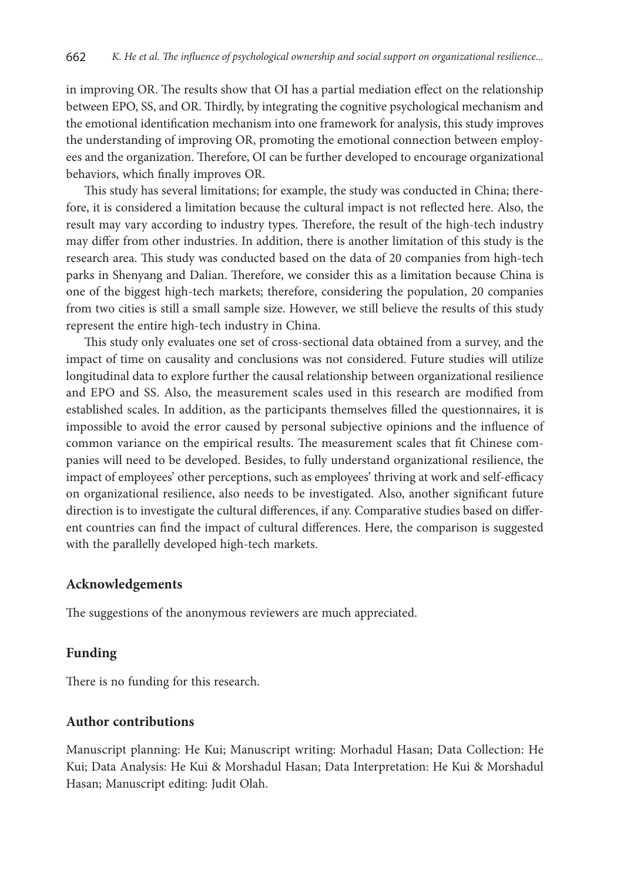in improving OR. The results show that OI has a partial mediation effect on the relationship between EPO, SS, and OR. Thirdly, by integrating the cognitive psychological mechanism and the emotional identification mechanism into one framework for analysis, this study improves the understanding of improving OR, promoting the emotional connection between employees and the organization. Therefore, OI can be further developed to encourage organizational behaviors, which finally improves OR.

This study has several limitations; for example, the study was conducted in China; therefore, it is considered a limitation because the cultural impact is not reflected here. Also, the result may vary according to industry types. Therefore, the result of the high-tech industry may differ from other industries. In addition, there is another limitation of this study is the research area. This study was conducted based on the data of 20 companies from high-tech parks in Shenyang and Dalian. Therefore, we consider this as a limitation because China is one of the biggest high-tech markets; therefore, considering the population, 20 companies from two cities is still a small sample size. However, we still believe the results of this study represent the entire high-tech industry in China.

This study only evaluates one set of cross-sectional data obtained from a survey, and the impact of time on causality and conclusions was not considered. Future studies will utilize longitudinal data to explore further the causal relationship between organizational resilience and EPO and SS. Also, the measurement scales used in this research are modified from established scales. In addition, as the participants themselves filled the questionnaires, it is impossible to avoid the error caused by personal subjective opinions and the influence of common variance on the empirical results. The measurement scales that fit Chinese companies will need to be developed. Besides, to fully understand organizational resilience, the impact of employees' other perceptions, such as employees' thriving at work and self-efficacy on organizational resilience, also needs to be investigated. Also, another significant future direction is to investigate the cultural differences, if any. Comparative studies based on different countries can find the impact of cultural differences. Here, the comparison is suggested with the parallelly developed high-tech markets.

## Acknowledgements

The suggestions of the anonymous reviewers are much appreciated.

## Funding

There is no funding for this research.

## Author contributions

Manuscript planning: He Kui; Manuscript writing: Morhadul Hasan; Data Collection: He Kui; Data Analysis: He Kui & Morshadul Hasan; Data Interpretation: He Kui & Morshadul Hasan; Manuscript editing: Judit Olah.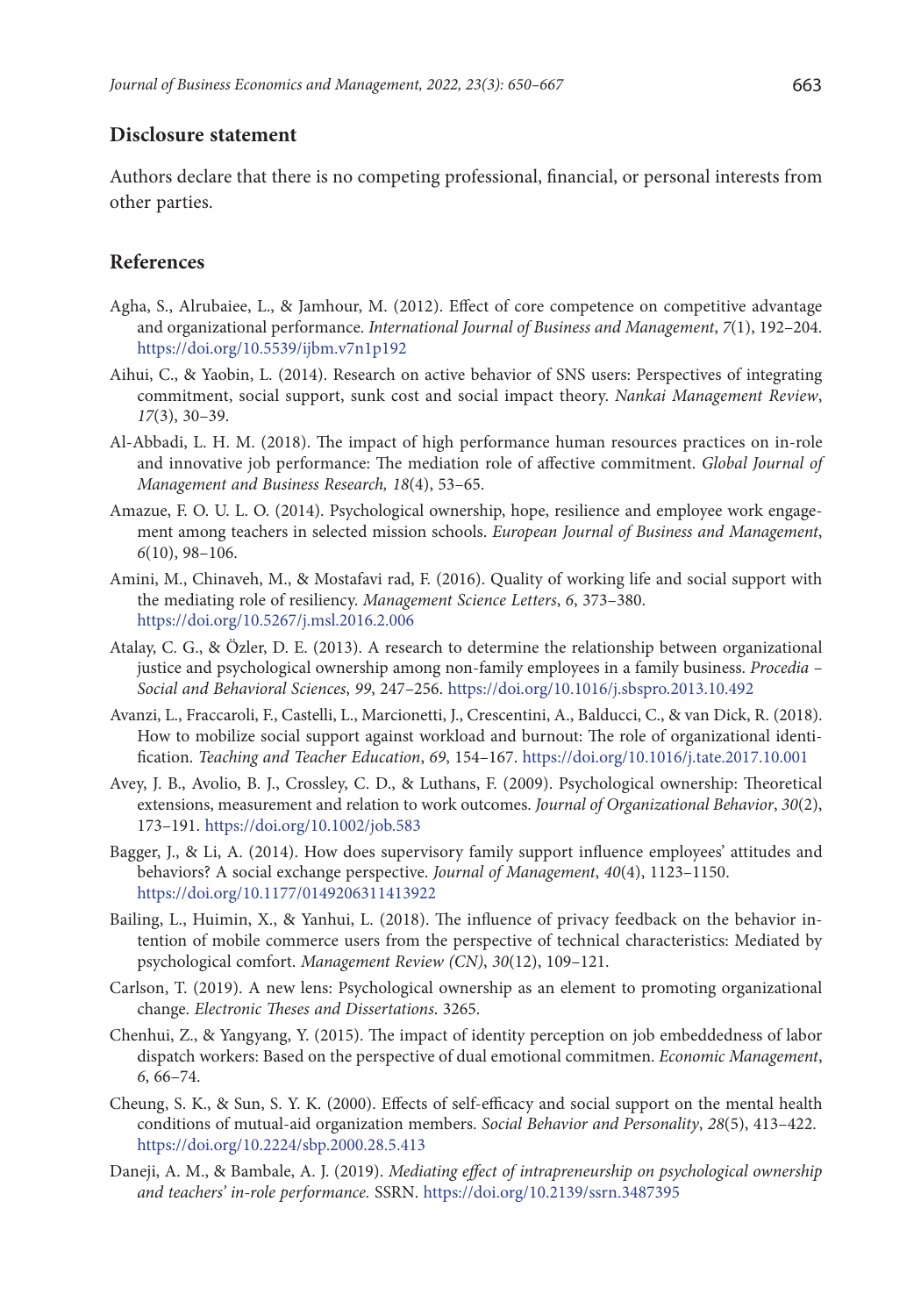## Disclosure statement

Authors declare that there is no competing professional, financial, or personal interests from other parties.

## References

Agha, S., Alrubaiee, L., & Jamhour, M. (2012). Effect of core competence on competitive advantage and organizational performance. *International Journal of Business and Management*, *7*(1), 192–204. https://doi.org/10.5539/ijbm.v7n1p192

Aihui, C., & Yaobin, L. (2014). Research on active behavior of SNS users: Perspectives of integrating commitment, social support, sunk cost and social impact theory. *Nankai Management Review*, *17*(3), 30–39.

Al-Abbadi, L. H. M. (2018). The impact of high performance human resources practices on in-role and innovative job performance: The mediation role of affective commitment. *Global Journal of Management and Business Research, 18*(4), 53–65.

Amazue, F. O. U. L. O. (2014). Psychological ownership, hope, resilience and employee work engagement among teachers in selected mission schools. *European Journal of Business and Management*, *6*(10), 98–106.

Amini, M., Chinaveh, M., & Mostafavi rad, F. (2016). Quality of working life and social support with the mediating role of resiliency. *Management Science Letters*, *6*, 373–380. https://doi.org/10.5267/j.msl.2016.2.006

Atalay, C. G., & Özler, D. E. (2013). A research to determine the relationship between organizational justice and psychological ownership among non-family employees in a family business. *Procedia – Social and Behavioral Sciences*, *99*, 247–256. https://doi.org/10.1016/j.sbspro.2013.10.492

Avanzi, L., Fraccaroli, F., Castelli, L., Marcionetti, J., Crescentini, A., Balducci, C., & van Dick, R. (2018). How to mobilize social support against workload and burnout: The role of organizational identification. *Teaching and Teacher Education*, *69*, 154–167. https://doi.org/10.1016/j.tate.2017.10.001

Avey, J. B., Avolio, B. J., Crossley, C. D., & Luthans, F. (2009). Psychological ownership: Theoretical extensions, measurement and relation to work outcomes. *Journal of Organizational Behavior*, *30*(2), 173–191. https://doi.org/10.1002/job.583

Bagger, J., & Li, A. (2014). How does supervisory family support influence employees' attitudes and behaviors? A social exchange perspective. *Journal of Management*, *40*(4), 1123–1150. https://doi.org/10.1177/0149206311413922

Bailing, L., Huimin, X., & Yanhui, L. (2018). The influence of privacy feedback on the behavior intention of mobile commerce users from the perspective of technical characteristics: Mediated by psychological comfort. *Management Review (CN)*, *30*(12), 109–121.

Carlson, T. (2019). A new lens: Psychological ownership as an element to promoting organizational change. *Electronic Theses and Dissertations*. 3265.

Chenhui, Z., & Yangyang, Y. (2015). The impact of identity perception on job embeddedness of labor dispatch workers: Based on the perspective of dual emotional commitmen. *Economic Management*, *6*, 66–74.

Cheung, S. K., & Sun, S. Y. K. (2000). Effects of self-efficacy and social support on the mental health conditions of mutual-aid organization members. *Social Behavior and Personality*, *28*(5), 413–422. https://doi.org/10.2224/sbp.2000.28.5.413

Daneji, A. M., & Bambale, A. J. (2019). *Mediating effect of intrapreneurship on psychological ownership and teachers' in-role performance.* SSRN. https://doi.org/10.2139/ssrn.3487395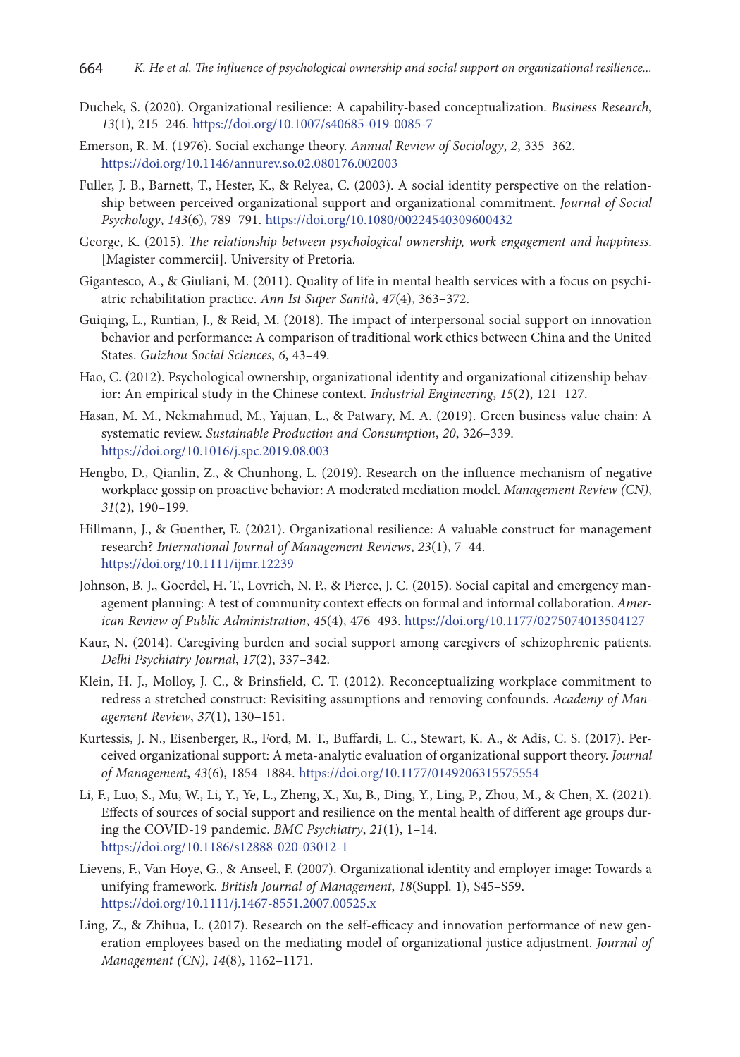Duchek, S. (2020). Organizational resilience: A capability-based conceptualization. *Business Research*, *13*(1), 215–246. https://doi.org/10.1007/s40685-019-0085-7

Emerson, R. M. (1976). Social exchange theory. *Annual Review of Sociology*, *2*, 335–362. https://doi.org/10.1146/annurev.so.02.080176.002003

Fuller, J. B., Barnett, T., Hester, K., & Relyea, C. (2003). A social identity perspective on the relationship between perceived organizational support and organizational commitment. *Journal of Social Psychology*, *143*(6), 789–791. https://doi.org/10.1080/00224540309600432

George, K. (2015). *The relationship between psychological ownership, work engagement and happiness*. [Magister commercii]. University of Pretoria.

Gigantesco, A., & Giuliani, M. (2011). Quality of life in mental health services with a focus on psychiatric rehabilitation practice. *Ann Ist Super Sanità*, *47*(4), 363–372.

Guiqing, L., Runtian, J., & Reid, M. (2018). The impact of interpersonal social support on innovation behavior and performance: A comparison of traditional work ethics between China and the United States. *Guizhou Social Sciences*, *6*, 43–49.

Hao, C. (2012). Psychological ownership, organizational identity and organizational citizenship behavior: An empirical study in the Chinese context. *Industrial Engineering*, *15*(2), 121–127.

Hasan, M. M., Nekmahmud, M., Yajuan, L., & Patwary, M. A. (2019). Green business value chain: A systematic review. *Sustainable Production and Consumption*, *20*, 326–339. https://doi.org/10.1016/j.spc.2019.08.003

Hengbo, D., Qianlin, Z., & Chunhong, L. (2019). Research on the influence mechanism of negative workplace gossip on proactive behavior: A moderated mediation model. *Management Review (CN)*, *31*(2), 190–199.

Hillmann, J., & Guenther, E. (2021). Organizational resilience: A valuable construct for management research? *International Journal of Management Reviews*, *23*(1), 7–44. https://doi.org/10.1111/ijmr.12239

Johnson, B. J., Goerdel, H. T., Lovrich, N. P., & Pierce, J. C. (2015). Social capital and emergency management planning: A test of community context effects on formal and informal collaboration. *American Review of Public Administration*, *45*(4), 476–493. https://doi.org/10.1177/0275074013504127

Kaur, N. (2014). Caregiving burden and social support among caregivers of schizophrenic patients. *Delhi Psychiatry Journal*, *17*(2), 337–342.

Klein, H. J., Molloy, J. C., & Brinsfield, C. T. (2012). Reconceptualizing workplace commitment to redress a stretched construct: Revisiting assumptions and removing confounds. *Academy of Management Review*, *37*(1), 130–151.

Kurtessis, J. N., Eisenberger, R., Ford, M. T., Buffardi, L. C., Stewart, K. A., & Adis, C. S. (2017). Perceived organizational support: A meta-analytic evaluation of organizational support theory. *Journal of Management*, *43*(6), 1854–1884. https://doi.org/10.1177/0149206315575554

Li, F., Luo, S., Mu, W., Li, Y., Ye, L., Zheng, X., Xu, B., Ding, Y., Ling, P., Zhou, M., & Chen, X. (2021). Effects of sources of social support and resilience on the mental health of different age groups during the COVID-19 pandemic. *BMC Psychiatry*, *21*(1), 1–14. https://doi.org/10.1186/s12888-020-03012-1

Lievens, F., Van Hoye, G., & Anseel, F. (2007). Organizational identity and employer image: Towards a unifying framework. *British Journal of Management*, *18*(Suppl. 1), S45–S59. https://doi.org/10.1111/j.1467-8551.2007.00525.x

Ling, Z., & Zhihua, L. (2017). Research on the self-efficacy and innovation performance of new generation employees based on the mediating model of organizational justice adjustment. *Journal of Management (CN)*, *14*(8), 1162–1171.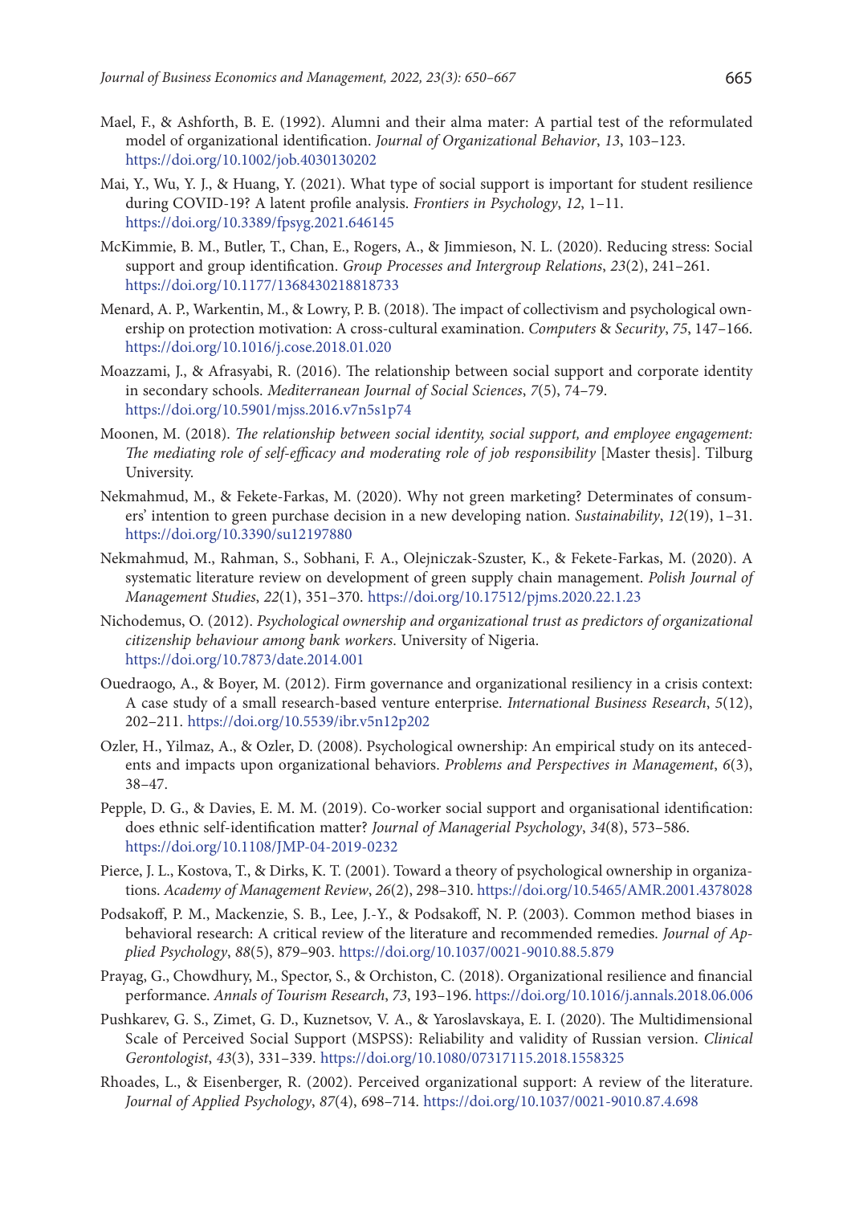Mael, F., & Ashforth, B. E. (1992). Alumni and their alma mater: A partial test of the reformulated model of organizational identification. *Journal of Organizational Behavior*, *13*, 103–123. https://doi.org/10.1002/job.4030130202

Mai, Y., Wu, Y. J., & Huang, Y. (2021). What type of social support is important for student resilience during COVID-19? A latent profile analysis. *Frontiers in Psychology*, *12*, 1–11. https://doi.org/10.3389/fpsyg.2021.646145

McKimmie, B. M., Butler, T., Chan, E., Rogers, A., & Jimmieson, N. L. (2020). Reducing stress: Social support and group identification. *Group Processes and Intergroup Relations*, *23*(2), 241–261. https://doi.org/10.1177/1368430218818733

Menard, A. P., Warkentin, M., & Lowry, P. B. (2018). The impact of collectivism and psychological ownership on protection motivation: A cross-cultural examination. *Computers & Security*, *75*, 147–166. https://doi.org/10.1016/j.cose.2018.01.020

Moazzami, J., & Afrasyabi, R. (2016). The relationship between social support and corporate identity in secondary schools. *Mediterranean Journal of Social Sciences*, *7*(5), 74–79. https://doi.org/10.5901/mjss.2016.v7n5s1p74

Moonen, M. (2018). *The relationship between social identity, social support, and employee engagement: The mediating role of self-efficacy and moderating role of job responsibility* [Master thesis]. Tilburg University.

Nekmahmud, M., & Fekete-Farkas, M. (2020). Why not green marketing? Determinates of consumers' intention to green purchase decision in a new developing nation. *Sustainability*, *12*(19), 1–31. https://doi.org/10.3390/su12197880

Nekmahmud, M., Rahman, S., Sobhani, F. A., Olejniczak-Szuster, K., & Fekete-Farkas, M. (2020). A systematic literature review on development of green supply chain management. *Polish Journal of Management Studies*, *22*(1), 351–370. https://doi.org/10.17512/pjms.2020.22.1.23

Nichodemus, O. (2012). *Psychological ownership and organizational trust as predictors of organizational citizenship behaviour among bank workers*. University of Nigeria. https://doi.org/10.7873/date.2014.001

Ouedraogo, A., & Boyer, M. (2012). Firm governance and organizational resiliency in a crisis context: A case study of a small research-based venture enterprise. *International Business Research*, *5*(12), 202–211. https://doi.org/10.5539/ibr.v5n12p202

Ozler, H., Yilmaz, A., & Ozler, D. (2008). Psychological ownership: An empirical study on its antecedents and impacts upon organizational behaviors. *Problems and Perspectives in Management*, *6*(3), 38–47.

Pepple, D. G., & Davies, E. M. M. (2019). Co-worker social support and organisational identification: does ethnic self-identification matter? *Journal of Managerial Psychology*, *34*(8), 573–586. https://doi.org/10.1108/JMP-04-2019-0232

Pierce, J. L., Kostova, T., & Dirks, K. T. (2001). Toward a theory of psychological ownership in organizations. *Academy of Management Review*, *26*(2), 298–310. https://doi.org/10.5465/AMR.2001.4378028

Podsakoff, P. M., Mackenzie, S. B., Lee, J.-Y., & Podsakoff, N. P. (2003). Common method biases in behavioral research: A critical review of the literature and recommended remedies. *Journal of Applied Psychology*, *88*(5), 879–903. https://doi.org/10.1037/0021-9010.88.5.879

Prayag, G., Chowdhury, M., Spector, S., & Orchiston, C. (2018). Organizational resilience and financial performance. *Annals of Tourism Research*, *73*, 193–196. https://doi.org/10.1016/j.annals.2018.06.006

Pushkarev, G. S., Zimet, G. D., Kuznetsov, V. A., & Yaroslavskaya, E. I. (2020). The Multidimensional Scale of Perceived Social Support (MSPSS): Reliability and validity of Russian version. *Clinical Gerontologist*, *43*(3), 331–339. https://doi.org/10.1080/07317115.2018.1558325

Rhoades, L., & Eisenberger, R. (2002). Perceived organizational support: A review of the literature. *Journal of Applied Psychology*, *87*(4), 698–714. https://doi.org/10.1037/0021-9010.87.4.698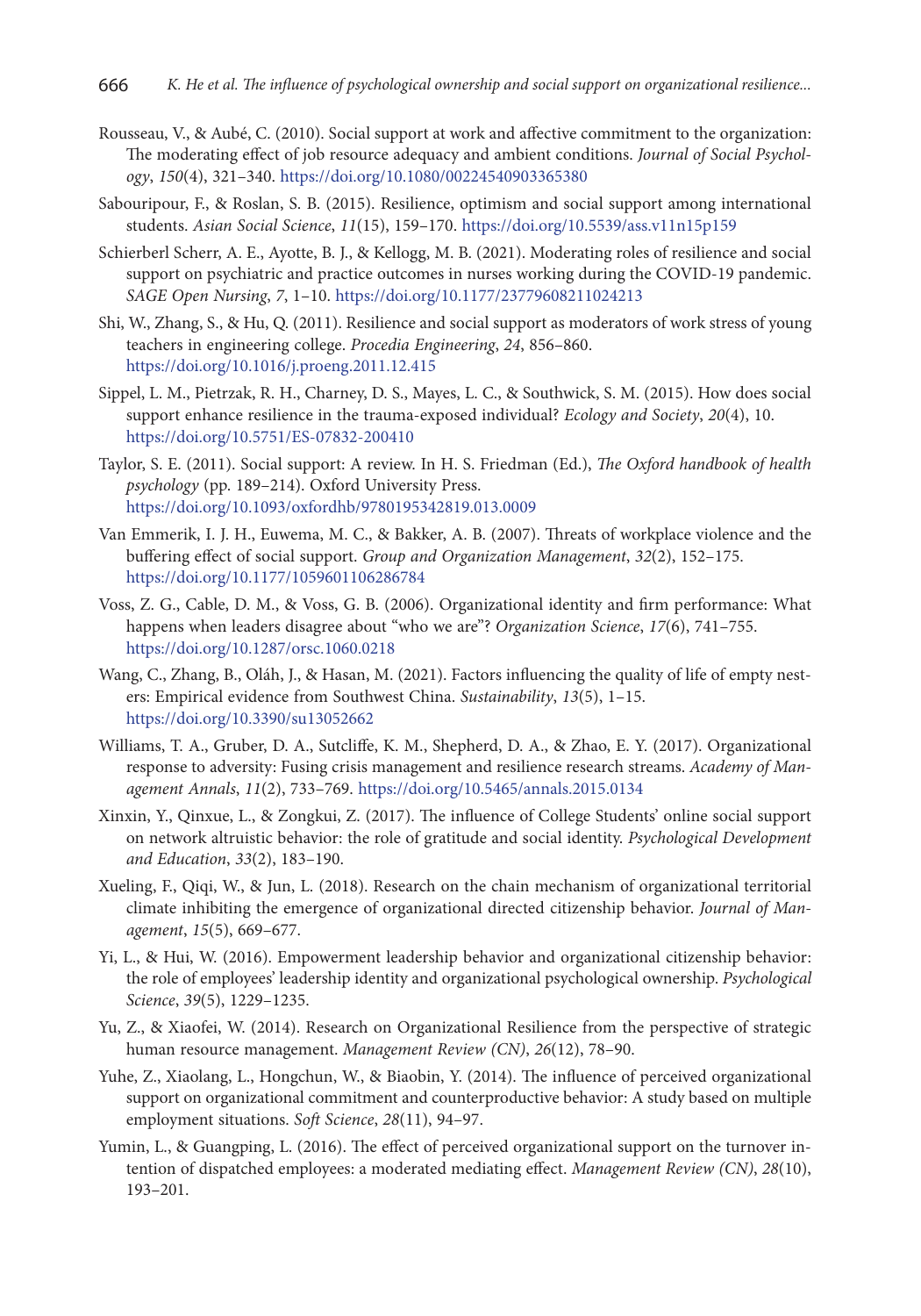Rousseau, V., & Aubé, C. (2010). Social support at work and affective commitment to the organization: The moderating effect of job resource adequacy and ambient conditions. *Journal of Social Psychology*, *150*(4), 321–340. https://doi.org/10.1080/00224540903365380

Sabouripour, F., & Roslan, S. B. (2015). Resilience, optimism and social support among international students. *Asian Social Science*, *11*(15), 159–170. https://doi.org/10.5539/ass.v11n15p159

Schierberl Scherr, A. E., Ayotte, B. J., & Kellogg, M. B. (2021). Moderating roles of resilience and social support on psychiatric and practice outcomes in nurses working during the COVID-19 pandemic. *SAGE Open Nursing*, *7*, 1–10. https://doi.org/10.1177/23779608211024213

Shi, W., Zhang, S., & Hu, Q. (2011). Resilience and social support as moderators of work stress of young teachers in engineering college. *Procedia Engineering*, *24*, 856–860. https://doi.org/10.1016/j.proeng.2011.12.415

Sippel, L. M., Pietrzak, R. H., Charney, D. S., Mayes, L. C., & Southwick, S. M. (2015). How does social support enhance resilience in the trauma-exposed individual? *Ecology and Society*, *20*(4), 10. https://doi.org/10.5751/ES-07832-200410

Taylor, S. E. (2011). Social support: A review. In H. S. Friedman (Ed.), *The Oxford handbook of health psychology* (pp. 189–214). Oxford University Press. https://doi.org/10.1093/oxfordhb/9780195342819.013.0009

Van Emmerik, I. J. H., Euwema, M. C., & Bakker, A. B. (2007). Threats of workplace violence and the buffering effect of social support. *Group and Organization Management*, *32*(2), 152–175. https://doi.org/10.1177/1059601106286784

Voss, Z. G., Cable, D. M., & Voss, G. B. (2006). Organizational identity and firm performance: What happens when leaders disagree about "who we are"? *Organization Science*, *17*(6), 741–755. https://doi.org/10.1287/orsc.1060.0218

Wang, C., Zhang, B., Oláh, J., & Hasan, M. (2021). Factors influencing the quality of life of empty nesters: Empirical evidence from Southwest China. *Sustainability*, *13*(5), 1–15. https://doi.org/10.3390/su13052662

Williams, T. A., Gruber, D. A., Sutcliffe, K. M., Shepherd, D. A., & Zhao, E. Y. (2017). Organizational response to adversity: Fusing crisis management and resilience research streams. *Academy of Management Annals*, *11*(2), 733–769. https://doi.org/10.5465/annals.2015.0134

Xinxin, Y., Qinxue, L., & Zongkui, Z. (2017). The influence of College Students' online social support on network altruistic behavior: the role of gratitude and social identity. *Psychological Development and Education*, *33*(2), 183–190.

Xueling, F., Qiqi, W., & Jun, L. (2018). Research on the chain mechanism of organizational territorial climate inhibiting the emergence of organizational directed citizenship behavior. *Journal of Management*, *15*(5), 669–677.

Yi, L., & Hui, W. (2016). Empowerment leadership behavior and organizational citizenship behavior: the role of employees' leadership identity and organizational psychological ownership. *Psychological Science*, *39*(5), 1229–1235.

Yu, Z., & Xiaofei, W. (2014). Research on Organizational Resilience from the perspective of strategic human resource management. *Management Review (CN)*, *26*(12), 78–90.

Yuhe, Z., Xiaolang, L., Hongchun, W., & Biaobin, Y. (2014). The influence of perceived organizational support on organizational commitment and counterproductive behavior: A study based on multiple employment situations. *Soft Science*, *28*(11), 94–97.

Yumin, L., & Guangping, L. (2016). The effect of perceived organizational support on the turnover intention of dispatched employees: a moderated mediating effect. *Management Review (CN)*, *28*(10), 193–201.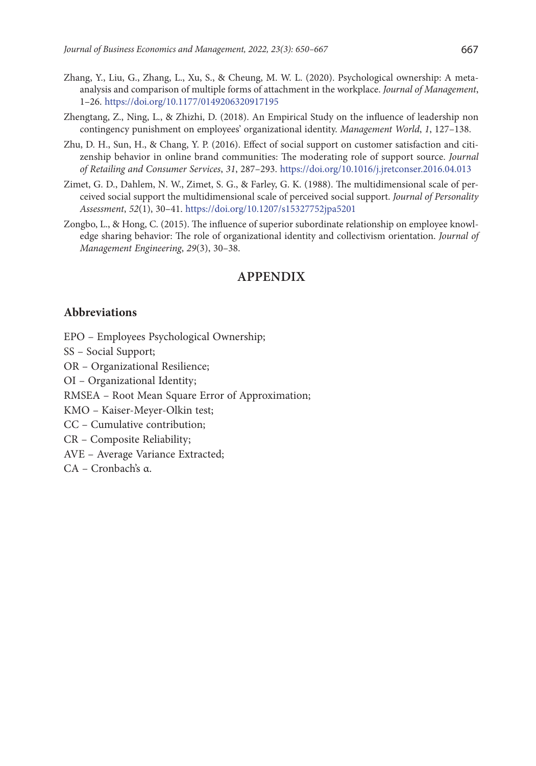Zhang, Y., Liu, G., Zhang, L., Xu, S., & Cheung, M. W. L. (2020). Psychological ownership: A meta-analysis and comparison of multiple forms of attachment in the workplace. *Journal of Management*, 1–26. https://doi.org/10.1177/0149206320917195

Zhengtang, Z., Ning, L., & Zhizhi, D. (2018). An Empirical Study on the influence of leadership non contingency punishment on employees' organizational identity. *Management World*, *1*, 127–138.

Zhu, D. H., Sun, H., & Chang, Y. P. (2016). Effect of social support on customer satisfaction and citizenship behavior in online brand communities: The moderating role of support source. *Journal of Retailing and Consumer Services*, *31*, 287–293. https://doi.org/10.1016/j.jretconser.2016.04.013

Zimet, G. D., Dahlem, N. W., Zimet, S. G., & Farley, G. K. (1988). The multidimensional scale of perceived social support the multidimensional scale of perceived social support. *Journal of Personality Assessment*, *52*(1), 30–41. https://doi.org/10.1207/s15327752jpa5201

Zongbo, L., & Hong, C. (2015). The influence of superior subordinate relationship on employee knowledge sharing behavior: The role of organizational identity and collectivism orientation. *Journal of Management Engineering*, *29*(3), 30–38.

# APPENDIX

## Abbreviations

EPO – Employees Psychological Ownership;

SS – Social Support;

OR – Organizational Resilience;

OI – Organizational Identity;

RMSEA – Root Mean Square Error of Approximation;

KMO – Kaiser-Meyer-Olkin test;

CC – Cumulative contribution;

CR – Composite Reliability;

AVE – Average Variance Extracted;

CA – Cronbach's α.